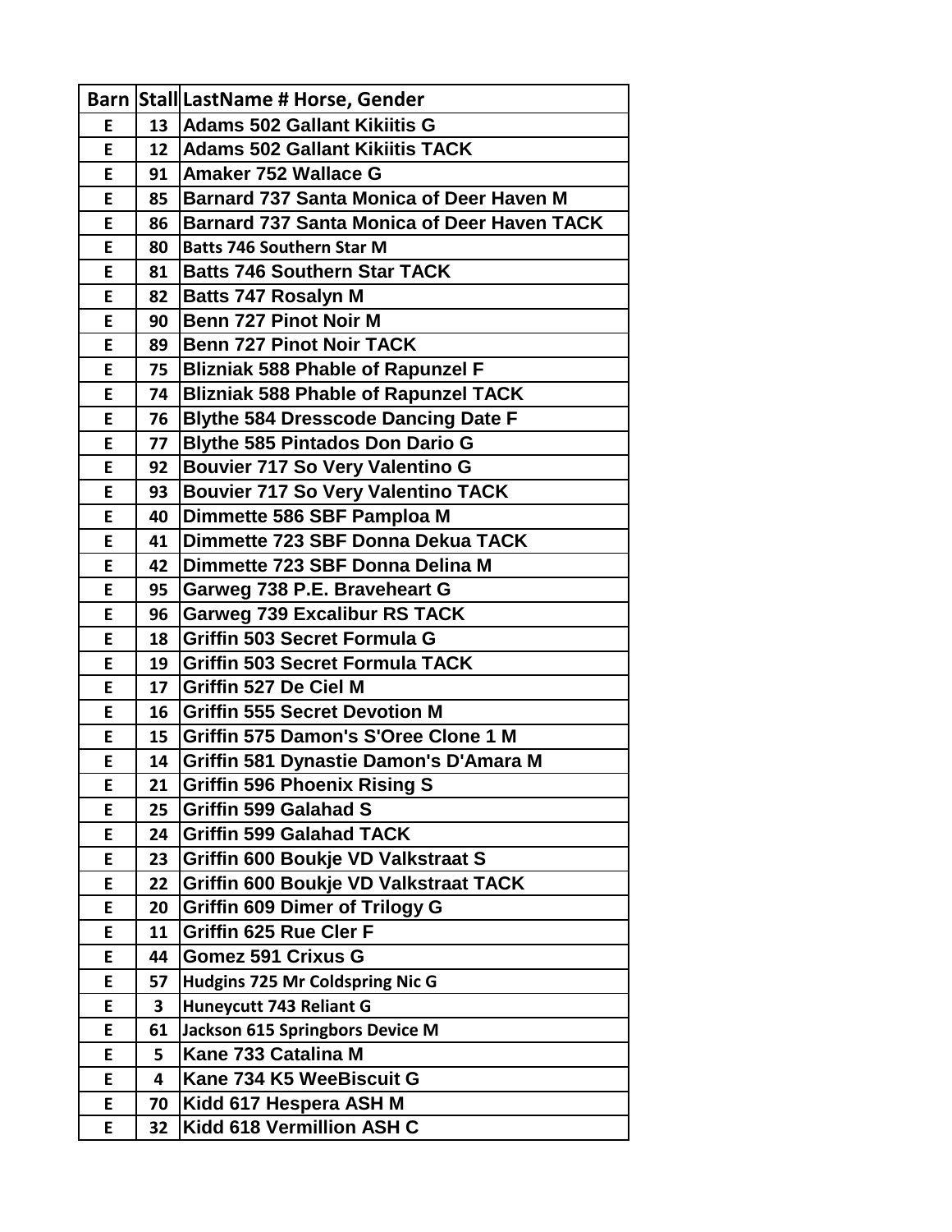| Barn | Stall | LastName # Horse, Gender |
|---|---|---|
| E | 13 | Adams 502 Gallant Kikiitis G |
| E | 12 | Adams 502 Gallant Kikiitis TACK |
| E | 91 | Amaker 752 Wallace G |
| E | 85 | Barnard 737 Santa Monica of Deer Haven M |
| E | 86 | Barnard 737 Santa Monica of Deer Haven TACK |
| E | 80 | Batts 746 Southern Star M |
| E | 81 | Batts 746 Southern Star TACK |
| E | 82 | Batts 747 Rosalyn M |
| E | 90 | Benn 727 Pinot Noir M |
| E | 89 | Benn 727 Pinot Noir TACK |
| E | 75 | Blizniak 588 Phable of Rapunzel F |
| E | 74 | Blizniak 588 Phable of Rapunzel TACK |
| E | 76 | Blythe 584 Dresscode Dancing Date F |
| E | 77 | Blythe 585 Pintados Don Dario G |
| E | 92 | Bouvier 717 So Very Valentino G |
| E | 93 | Bouvier 717 So Very Valentino TACK |
| E | 40 | Dimmette 586 SBF Pamploa M |
| E | 41 | Dimmette 723 SBF Donna Dekua TACK |
| E | 42 | Dimmette 723 SBF Donna Delina M |
| E | 95 | Garweg 738 P.E. Braveheart G |
| E | 96 | Garweg 739 Excalibur RS TACK |
| E | 18 | Griffin 503 Secret Formula G |
| E | 19 | Griffin 503 Secret Formula TACK |
| E | 17 | Griffin 527 De Ciel M |
| E | 16 | Griffin 555 Secret Devotion M |
| E | 15 | Griffin 575 Damon's S'Oree Clone 1 M |
| E | 14 | Griffin 581 Dynastie Damon's D'Amara M |
| E | 21 | Griffin 596 Phoenix Rising S |
| E | 25 | Griffin 599 Galahad S |
| E | 24 | Griffin 599 Galahad TACK |
| E | 23 | Griffin 600 Boukje VD Valkstraat S |
| E | 22 | Griffin 600 Boukje VD Valkstraat TACK |
| E | 20 | Griffin 609 Dimer of Trilogy G |
| E | 11 | Griffin 625 Rue Cler F |
| E | 44 | Gomez 591 Crixus G |
| E | 57 | Hudgins 725 Mr Coldspring Nic G |
| E | 3 | Huneycutt 743 Reliant G |
| E | 61 | Jackson 615 Springbors Device M |
| E | 5 | Kane 733 Catalina M |
| E | 4 | Kane 734 K5 WeeBiscuit G |
| E | 70 | Kidd 617 Hespera ASH M |
| E | 32 | Kidd 618 Vermillion ASH C |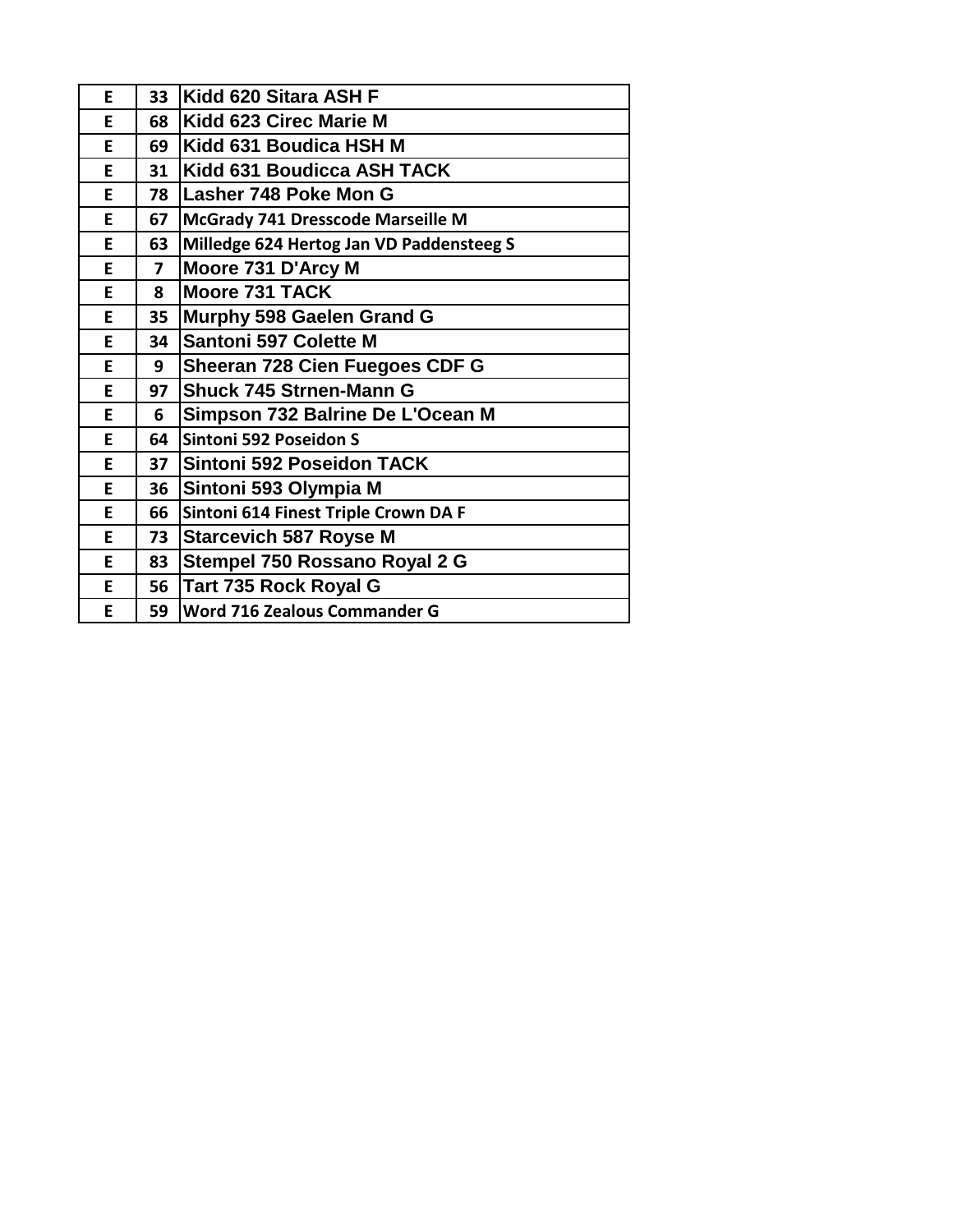| | | |
|---|---|---|
| E | 33 | Kidd 620 Sitara ASH F |
| E | 68 | Kidd 623 Cirec Marie M |
| E | 69 | Kidd 631 Boudica HSH M |
| E | 31 | Kidd 631 Boudicca ASH TACK |
| E | 78 | Lasher 748 Poke Mon G |
| E | 67 | McGrady 741 Dresscode Marseille M |
| E | 63 | Milledge 624 Hertog Jan VD Paddensteeg S |
| E | 7 | Moore 731 D'Arcy M |
| E | 8 | Moore 731 TACK |
| E | 35 | Murphy 598 Gaelen Grand G |
| E | 34 | Santoni 597 Colette M |
| E | 9 | Sheeran 728 Cien Fuegoes CDF G |
| E | 97 | Shuck 745 Strnen-Mann G |
| E | 6 | Simpson 732 Balrine De L'Ocean M |
| E | 64 | Sintoni 592 Poseidon S |
| E | 37 | Sintoni 592 Poseidon TACK |
| E | 36 | Sintoni 593 Olympia M |
| E | 66 | Sintoni 614 Finest Triple Crown DA F |
| E | 73 | Starcevich 587 Royse M |
| E | 83 | Stempel 750 Rossano Royal 2 G |
| E | 56 | Tart 735 Rock Royal G |
| E | 59 | Word 716 Zealous Commander G |